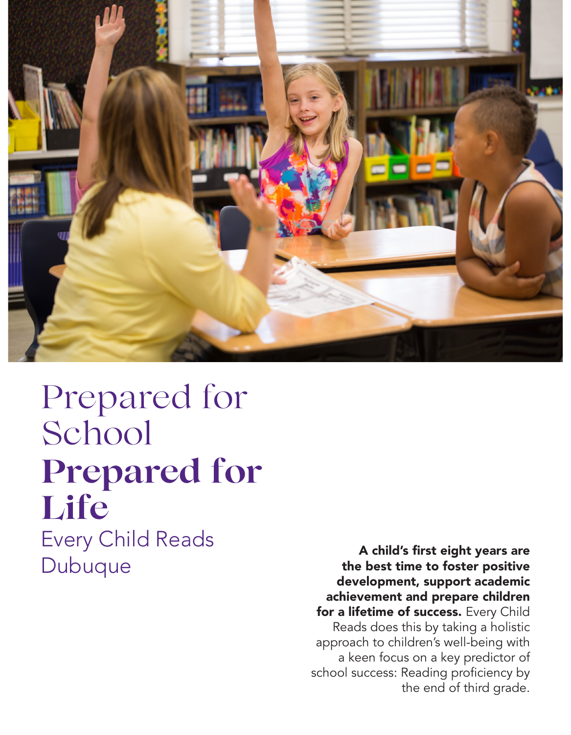# Prepared for School **Prepared for Life**

## Every Child Reads Dubuque

**A child's first eight years are the best time to foster positive development, support academic achievement and prepare children for a lifetime of success.** Every Child Reads does this by taking a holistic approach to children's well-being with a keen focus on a key predictor of school success: Reading proficiency by the end of third grade.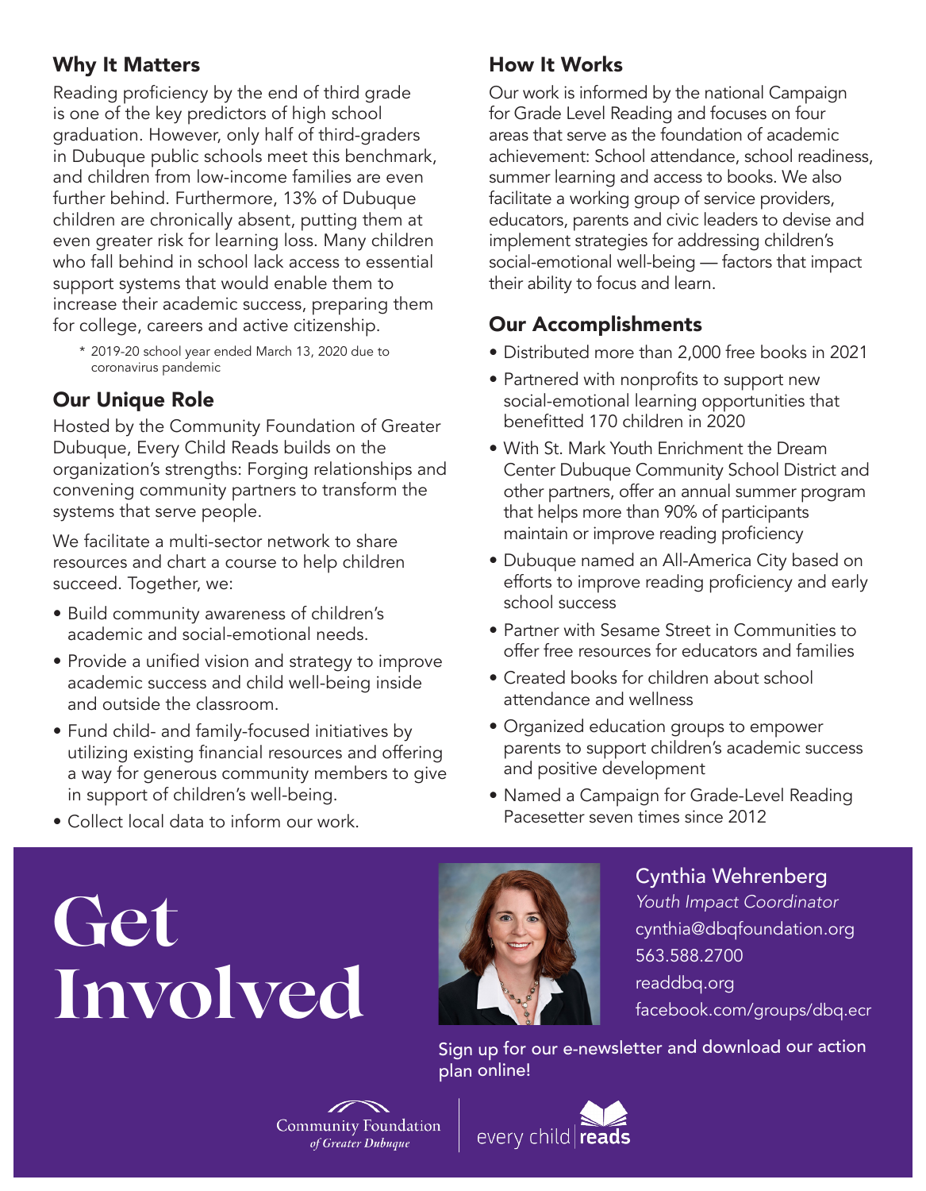## Why It Matters

Reading proficiency by the end of third grade is one of the key predictors of high school graduation. However, only half of third-graders in Dubuque public schools meet this benchmark, and children from low-income families are even further behind. Furthermore, 13% of Dubuque children are chronically absent, putting them at even greater risk for learning loss. Many children who fall behind in school lack access to essential support systems that would enable them to increase their academic success, preparing them for college, careers and active citizenship.

\* 2019-20 school year ended March 13, 2020 due to coronavirus pandemic

## Our Unique Role

Hosted by the Community Foundation of Greater Dubuque, Every Child Reads builds on the organization's strengths: Forging relationships and convening community partners to transform the systems that serve people.

We facilitate a multi-sector network to share resources and chart a course to help children succeed. Together, we:

- Build community awareness of children's academic and social-emotional needs.
- Provide a unified vision and strategy to improve academic success and child well-being inside and outside the classroom.
- Fund child- and family-focused initiatives by utilizing existing financial resources and offering a way for generous community members to give in support of children's well-being.
- Collect local data to inform our work.

## How It Works

Our work is informed by the national Campaign for Grade Level Reading and focuses on four areas that serve as the foundation of academic achievement: School attendance, school readiness, summer learning and access to books. We also facilitate a working group of service providers, educators, parents and civic leaders to devise and implement strategies for addressing children's social-emotional well-being — factors that impact their ability to focus and learn.

## Our Accomplishments

- Distributed more than 2,000 free books in 2021
- Partnered with nonprofits to support new social-emotional learning opportunities that benefitted 170 children in 2020
- With St. Mark Youth Enrichment the Dream Center Dubuque Community School District and other partners, offer an annual summer program that helps more than 90% of participants maintain or improve reading proficiency
- Dubuque named an All-America City based on efforts to improve reading proficiency and early school success
- Partner with Sesame Street in Communities to offer free resources for educators and families
- Created books for children about school attendance and wellness
- Organized education groups to empower parents to support children's academic success and positive development
- Named a Campaign for Grade-Level Reading Pacesetter seven times since 2012

# Get Involved

Cynthia Wehrenberg
*Youth Impact Coordinator*
cynthia@dbqfoundation.org
563.588.2700
readdbq.org
facebook.com/groups/dbq.ecr

Sign up for our e-newsletter and download our action plan online!

Community Foundation *of Greater Dubuque*

every child **reads**